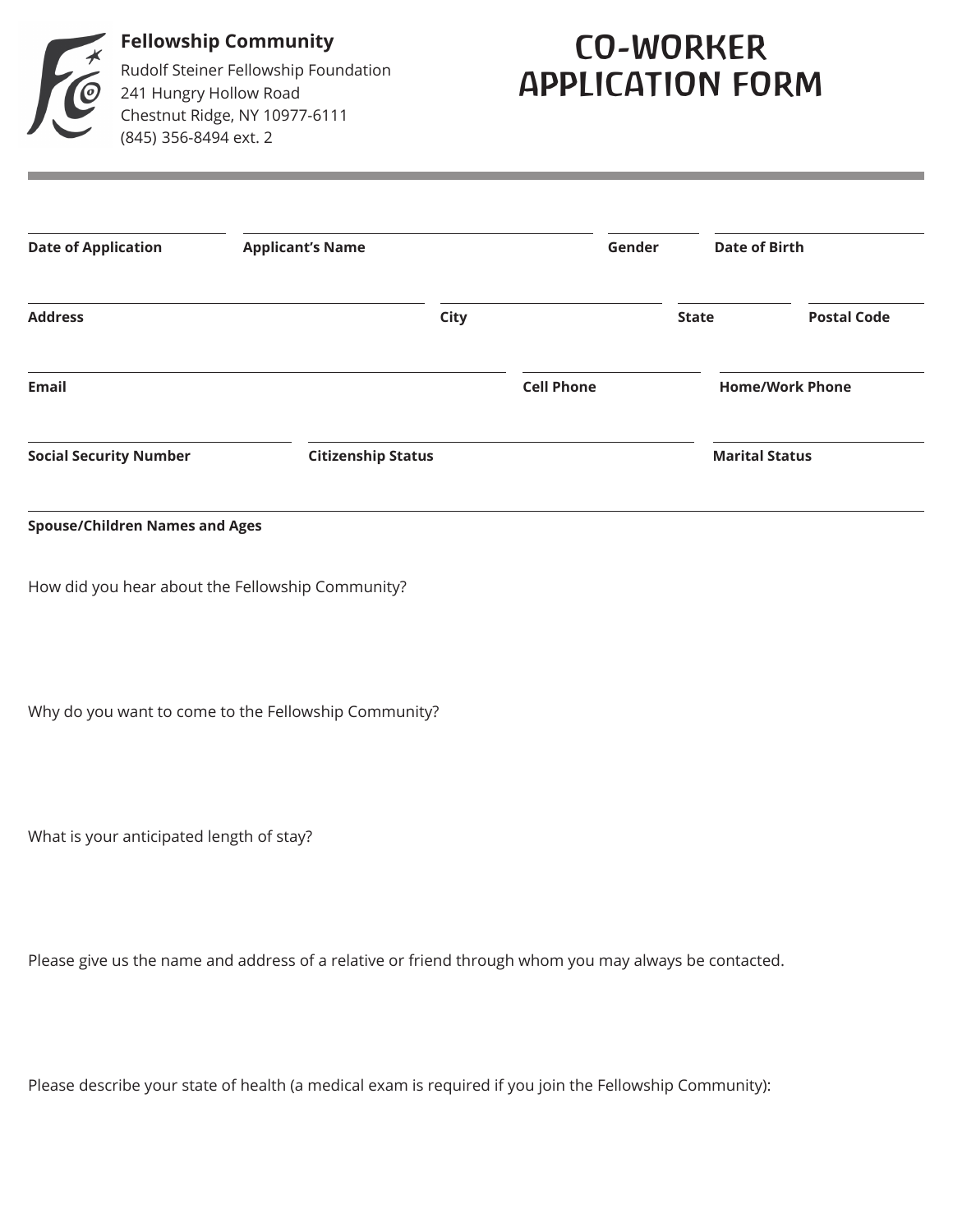**Fellowship Community**

Rudolf Steiner Fellowship Foundation
241 Hungry Hollow Road
Chestnut Ridge, NY 10977-6111
(845) 356-8494 ext. 2

# CO-WORKER APPLICATION FORM

**Date of Application** | **Applicant's Name** | **Gender** | **Date of Birth**

**Address** | **City** | **State** | **Postal Code**

**Email** | **Cell Phone** | **Home/Work Phone**

**Social Security Number** | **Citizenship Status** | **Marital Status**

**Spouse/Children Names and Ages**

How did you hear about the Fellowship Community?

Why do you want to come to the Fellowship Community?

What is your anticipated length of stay?

Please give us the name and address of a relative or friend through whom you may always be contacted.

Please describe your state of health (a medical exam is required if you join the Fellowship Community):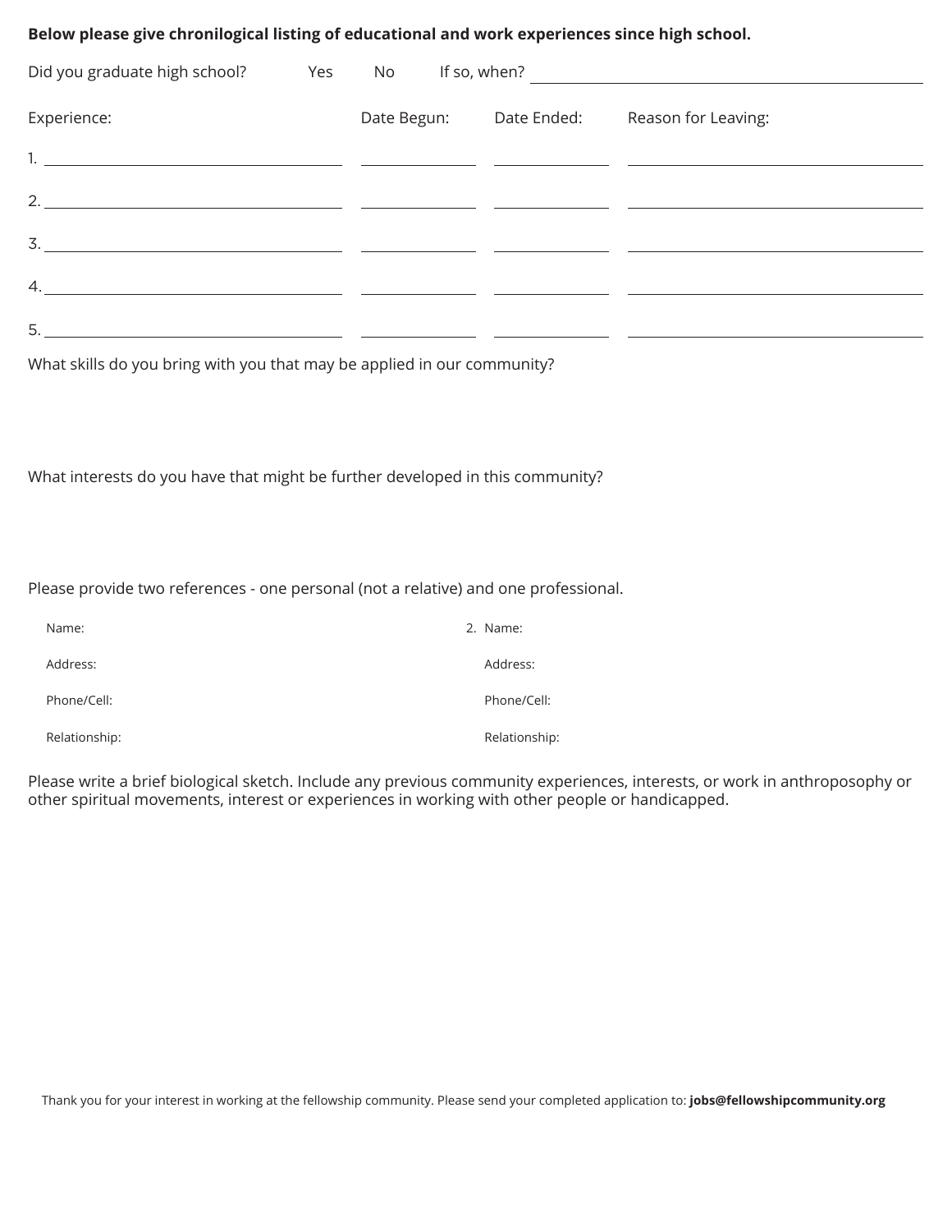**Below please give chronilogical listing of educational and work experiences since high school.**

Did you graduate high school? Yes No If so, when? ______________________________

| Experience: | Date Begun: | Date Ended: | Reason for Leaving: |
|---|---|---|---|
| 1. | | | |
| 2. | | | |
| 3. | | | |
| 4. | | | |
| 5. | | | |

What skills do you bring with you that may be applied in our community?

What interests do you have that might be further developed in this community?

Please provide two references - one personal (not a relative) and one professional.

Name:

Address:

Phone/Cell:

Relationship:

2. Name:

Address:

Phone/Cell:

Relationship:

Please write a brief biological sketch. Include any previous community experiences, interests, or work in anthroposophy or other spiritual movements, interest or experiences in working with other people or handicapped.

Thank you for your interest in working at the fellowship community. Please send your completed application to: **jobs@fellowshipcommunity.org**